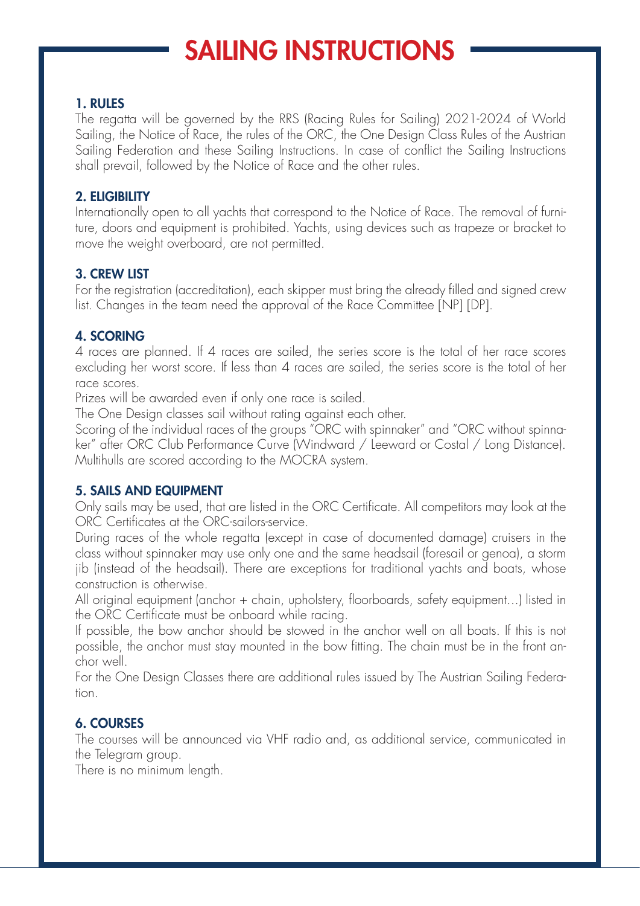# SAILING INSTRUCTIONS

## 1. RULES

The regatta will be governed by the RRS (Racing Rules for Sailing) 2021-2024 of World Sailing, the Notice of Race, the rules of the ORC, the One Design Class Rules of the Austrian Sailing Federation and these Sailing Instructions. In case of conflict the Sailing Instructions shall prevail, followed by the Notice of Race and the other rules.

## 2. ELIGIBILITY

Internationally open to all yachts that correspond to the Notice of Race. The removal of furniture, doors and equipment is prohibited. Yachts, using devices such as trapeze or bracket to move the weight overboard, are not permitted.

## 3. CREW LIST

For the registration (accreditation), each skipper must bring the already filled and signed crew list. Changes in the team need the approval of the Race Committee [NP] [DP].

## 4. SCORING

4 races are planned. If 4 races are sailed, the series score is the total of her race scores excluding her worst score. If less than 4 races are sailed, the series score is the total of her race scores.

Prizes will be awarded even if only one race is sailed.

The One Design classes sail without rating against each other.

Scoring of the individual races of the groups "ORC with spinnaker" and "ORC without spinnaker" after ORC Club Performance Curve (Windward / Leeward or Costal / Long Distance). Multihulls are scored according to the MOCRA system.

## 5. SAILS AND EQUIPMENT

Only sails may be used, that are listed in the ORC Certificate. All competitors may look at the ORC Certificates at the ORC-sailors-service.

During races of the whole regatta (except in case of documented damage) cruisers in the class without spinnaker may use only one and the same headsail (foresail or genoa), a storm jib (instead of the headsail). There are exceptions for traditional yachts and boats, whose construction is otherwise.

All original equipment (anchor + chain, upholstery, floorboards, safety equipment...) listed in the ORC Certificate must be onboard while racing.

If possible, the bow anchor should be stowed in the anchor well on all boats. If this is not possible, the anchor must stay mounted in the bow fitting. The chain must be in the front anchor well.

For the One Design Classes there are additional rules issued by The Austrian Sailing Federation.

## 6. COURSES

The courses will be announced via VHF radio and, as additional service, communicated in the Telegram group.

There is no minimum length.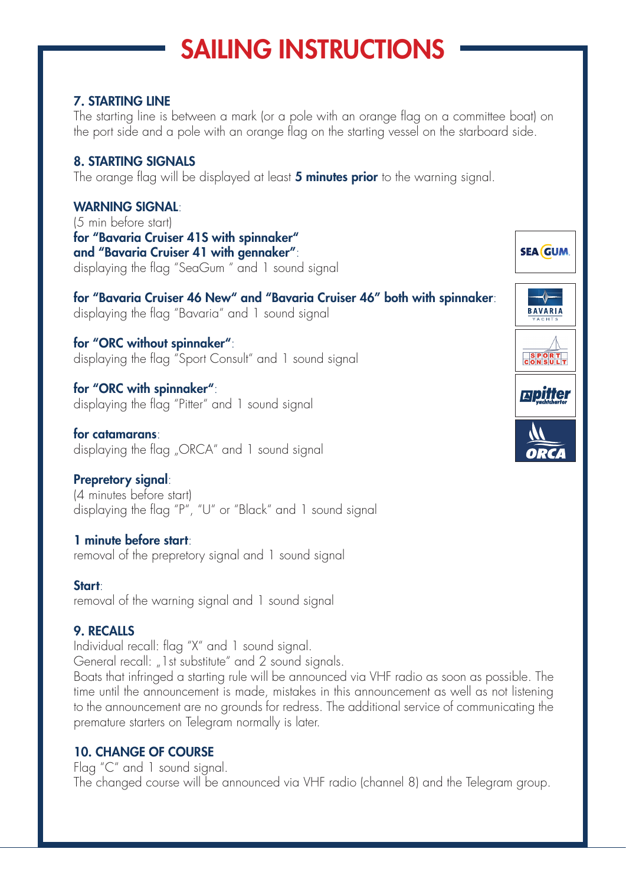# SAILING INSTRUCTIONS

## 7. STARTING LINE

The starting line is between a mark (or a pole with an orange flag on a committee boat) on the port side and a pole with an orange flag on the starting vessel on the starboard side.

## 8. STARTING SIGNALS

The orange flag will be displayed at least **5 minutes prior** to the warning signal.

**WARNING SIGNAL**:
(5 min before start)
**for "Bavaria Cruiser 41S with spinnaker" and "Bavaria Cruiser 41 with gennaker"**:
displaying the flag "SeaGum " and 1 sound signal

**for "Bavaria Cruiser 46 New" and "Bavaria Cruiser 46" both with spinnaker**:
displaying the flag "Bavaria" and 1 sound signal

**for "ORC without spinnaker"**:
displaying the flag "Sport Consult" and 1 sound signal

**for "ORC with spinnaker"**:
displaying the flag "Pitter" and 1 sound signal

**for catamarans**:
displaying the flag „ORCA" and 1 sound signal

**Prepretory signal**:
(4 minutes before start)
displaying the flag "P", "U" or "Black" and 1 sound signal

**1 minute before start**:
removal of the prepretory signal and 1 sound signal

**Start**:
removal of the warning signal and 1 sound signal

## 9. RECALLS

Individual recall: flag "X" and 1 sound signal.
General recall: „1st substitute" and 2 sound signals.
Boats that infringed a starting rule will be announced via VHF radio as soon as possible. The time until the announcement is made, mistakes in this announcement as well as not listening to the announcement are no grounds for redress. The additional service of communicating the premature starters on Telegram normally is later.

## 10. CHANGE OF COURSE

Flag "C" and 1 sound signal.
The changed course will be announced via VHF radio (channel 8) and the Telegram group.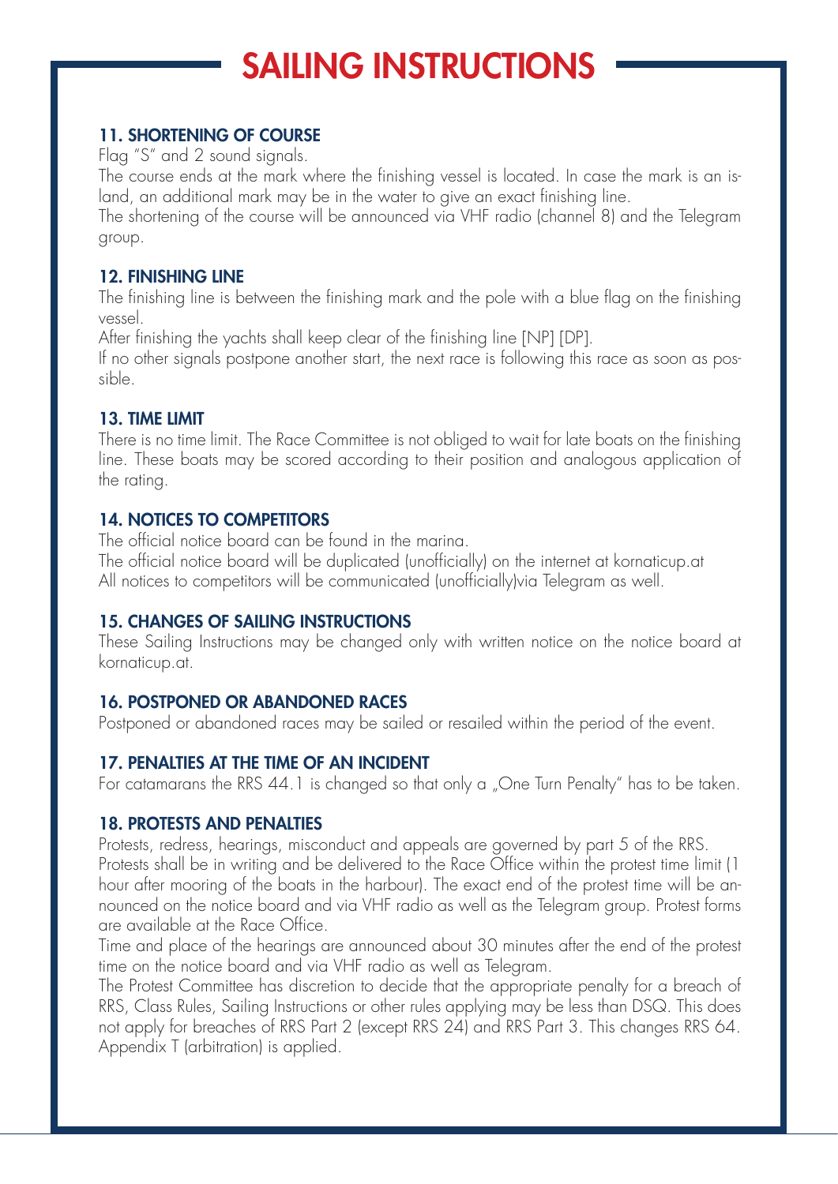# SAILING INSTRUCTIONS

## 11. SHORTENING OF COURSE

Flag "S" and 2 sound signals.

The course ends at the mark where the finishing vessel is located. In case the mark is an island, an additional mark may be in the water to give an exact finishing line.

The shortening of the course will be announced via VHF radio (channel 8) and the Telegram group.

## 12. FINISHING LINE

The finishing line is between the finishing mark and the pole with a blue flag on the finishing vessel.

After finishing the yachts shall keep clear of the finishing line [NP] [DP].

If no other signals postpone another start, the next race is following this race as soon as possible.

## 13. TIME LIMIT

There is no time limit. The Race Committee is not obliged to wait for late boats on the finishing line. These boats may be scored according to their position and analogous application of the rating.

## 14. NOTICES TO COMPETITORS

The official notice board can be found in the marina.

The official notice board will be duplicated (unofficially) on the internet at kornaticup.at

All notices to competitors will be communicated (unofficially)via Telegram as well.

## 15. CHANGES OF SAILING INSTRUCTIONS

These Sailing Instructions may be changed only with written notice on the notice board at kornaticup.at.

## 16. POSTPONED OR ABANDONED RACES

Postponed or abandoned races may be sailed or resailed within the period of the event.

## 17. PENALTIES AT THE TIME OF AN INCIDENT

For catamarans the RRS 44.1 is changed so that only a „One Turn Penalty" has to be taken.

## 18. PROTESTS AND PENALTIES

Protests, redress, hearings, misconduct and appeals are governed by part 5 of the RRS.

Protests shall be in writing and be delivered to the Race Office within the protest time limit (1 hour after mooring of the boats in the harbour). The exact end of the protest time will be announced on the notice board and via VHF radio as well as the Telegram group. Protest forms are available at the Race Office.

Time and place of the hearings are announced about 30 minutes after the end of the protest time on the notice board and via VHF radio as well as Telegram.

The Protest Committee has discretion to decide that the appropriate penalty for a breach of RRS, Class Rules, Sailing Instructions or other rules applying may be less than DSQ. This does not apply for breaches of RRS Part 2 (except RRS 24) and RRS Part 3. This changes RRS 64.

Appendix T (arbitration) is applied.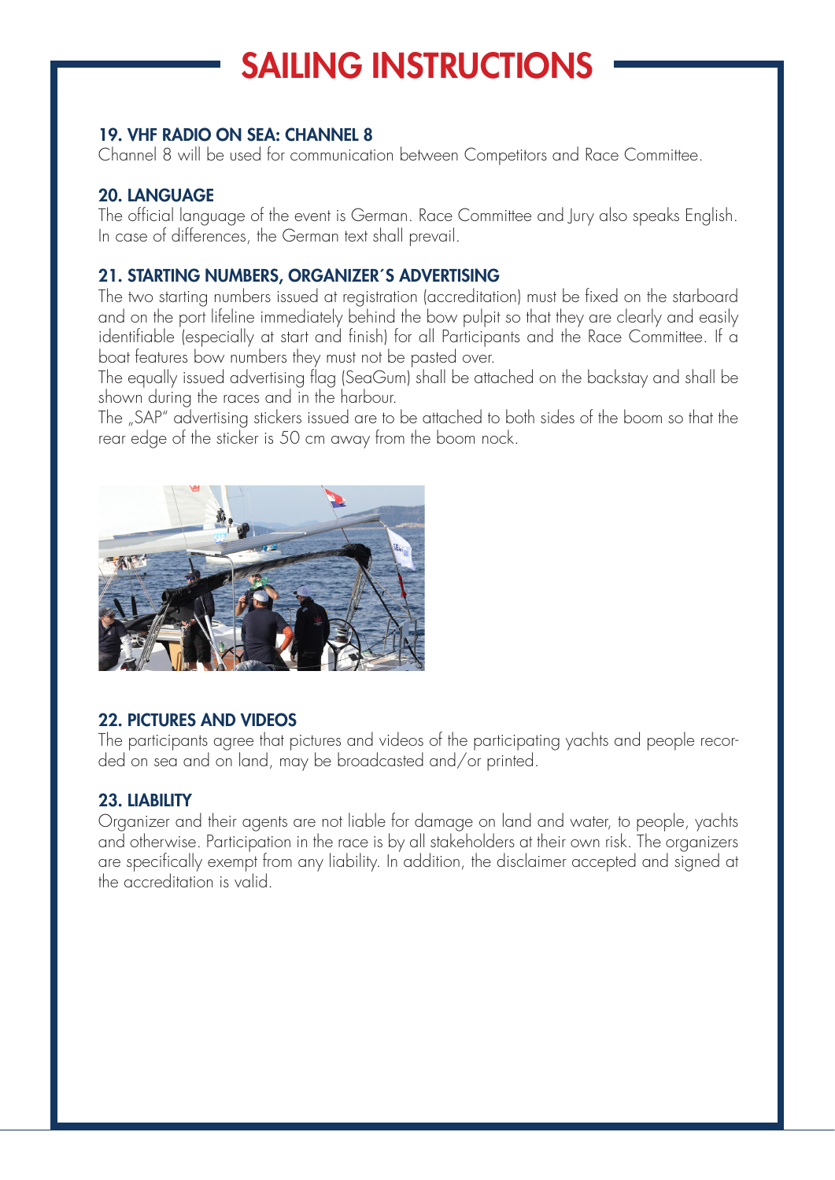# SAILING INSTRUCTIONS

## 19. VHF RADIO ON SEA: CHANNEL 8

Channel 8 will be used for communication between Competitors and Race Committee.

## 20. LANGUAGE

The official language of the event is German. Race Committee and Jury also speaks English. In case of differences, the German text shall prevail.

## 21. STARTING NUMBERS, ORGANIZER´S ADVERTISING

The two starting numbers issued at registration (accreditation) must be fixed on the starboard and on the port lifeline immediately behind the bow pulpit so that they are clearly and easily identifiable (especially at start and finish) for all Participants and the Race Committee. If a boat features bow numbers they must not be pasted over.

The equally issued advertising flag (SeaGum) shall be attached on the backstay and shall be shown during the races and in the harbour.

The „SAP" advertising stickers issued are to be attached to both sides of the boom so that the rear edge of the sticker is 50 cm away from the boom nock.

## 22. PICTURES AND VIDEOS

The participants agree that pictures and videos of the participating yachts and people recorded on sea and on land, may be broadcasted and/or printed.

## 23. LIABILITY

Organizer and their agents are not liable for damage on land and water, to people, yachts and otherwise. Participation in the race is by all stakeholders at their own risk. The organizers are specifically exempt from any liability. In addition, the disclaimer accepted and signed at the accreditation is valid.